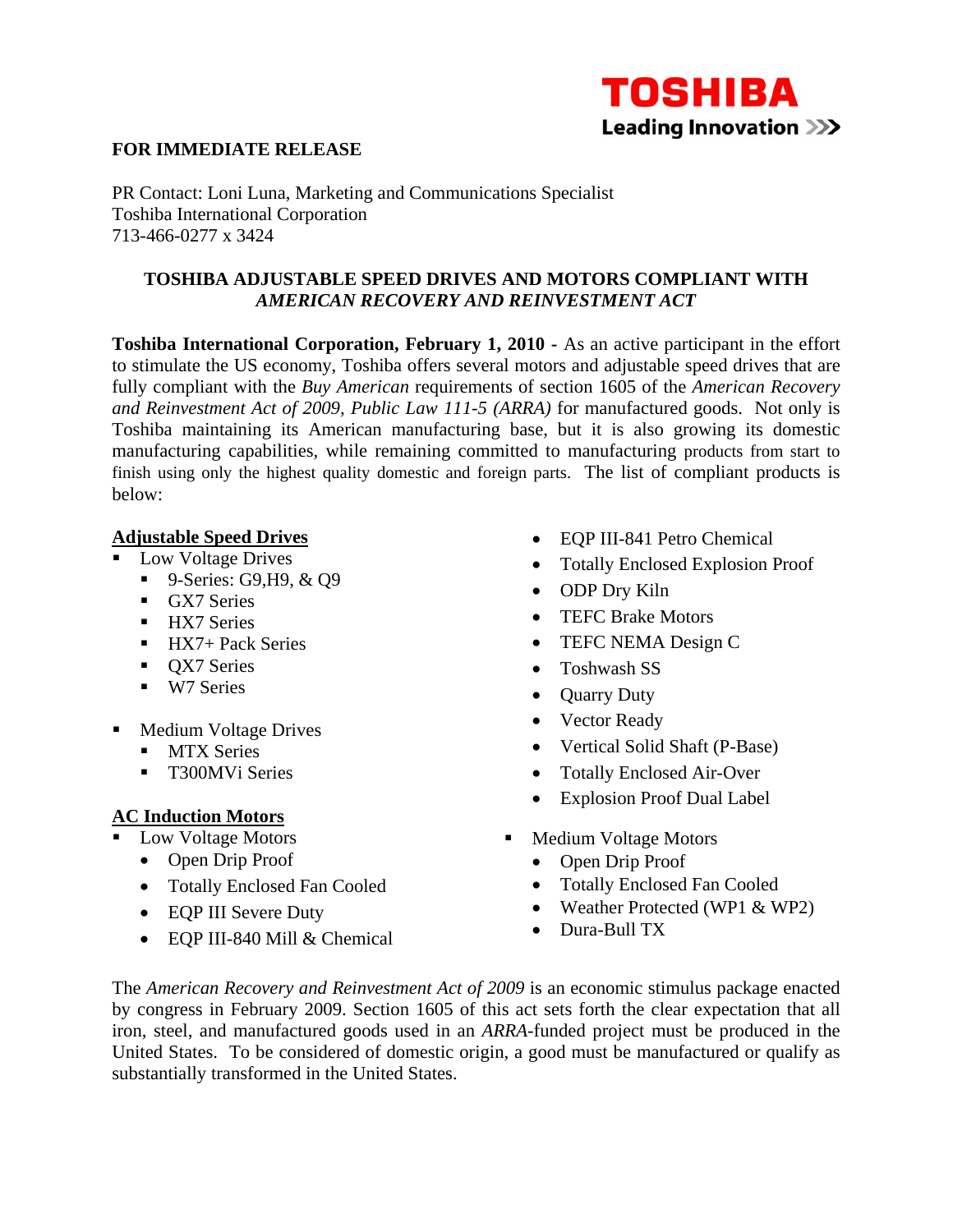**TOSHIBA**
**Leading Innovation >>>**

**FOR IMMEDIATE RELEASE**

PR Contact: Loni Luna, Marketing and Communications Specialist
Toshiba International Corporation
713-466-0277 x 3424

## TOSHIBA ADJUSTABLE SPEED DRIVES AND MOTORS COMPLIANT WITH *AMERICAN RECOVERY AND REINVESTMENT ACT*

**Toshiba International Corporation, February 1, 2010** - As an active participant in the effort to stimulate the US economy, Toshiba offers several motors and adjustable speed drives that are fully compliant with the *Buy American* requirements of section 1605 of the *American Recovery and Reinvestment Act of 2009, Public Law 111-5 (ARRA)* for manufactured goods. Not only is Toshiba maintaining its American manufacturing base, but it is also growing its domestic manufacturing capabilities, while remaining committed to manufacturing products from start to finish using only the highest quality domestic and foreign parts. The list of compliant products is below:

### Adjustable Speed Drives

- Low Voltage Drives
  - 9-Series: G9,H9, & Q9
  - GX7 Series
  - HX7 Series
  - HX7+ Pack Series
  - QX7 Series
  - W7 Series
- Medium Voltage Drives
  - MTX Series
  - T300MVi Series

### AC Induction Motors

- Low Voltage Motors
  - Open Drip Proof
  - Totally Enclosed Fan Cooled
  - EQP III Severe Duty
  - EQP III-840 Mill & Chemical
  - EQP III-841 Petro Chemical
  - Totally Enclosed Explosion Proof
  - ODP Dry Kiln
  - TEFC Brake Motors
  - TEFC NEMA Design C
  - Toshwash SS
  - Quarry Duty
  - Vector Ready
  - Vertical Solid Shaft (P-Base)
  - Totally Enclosed Air-Over
  - Explosion Proof Dual Label
- Medium Voltage Motors
  - Open Drip Proof
  - Totally Enclosed Fan Cooled
  - Weather Protected (WP1 & WP2)
  - Dura-Bull TX

The *American Recovery and Reinvestment Act of 2009* is an economic stimulus package enacted by congress in February 2009. Section 1605 of this act sets forth the clear expectation that all iron, steel, and manufactured goods used in an *ARRA*-funded project must be produced in the United States. To be considered of domestic origin, a good must be manufactured or qualify as substantially transformed in the United States.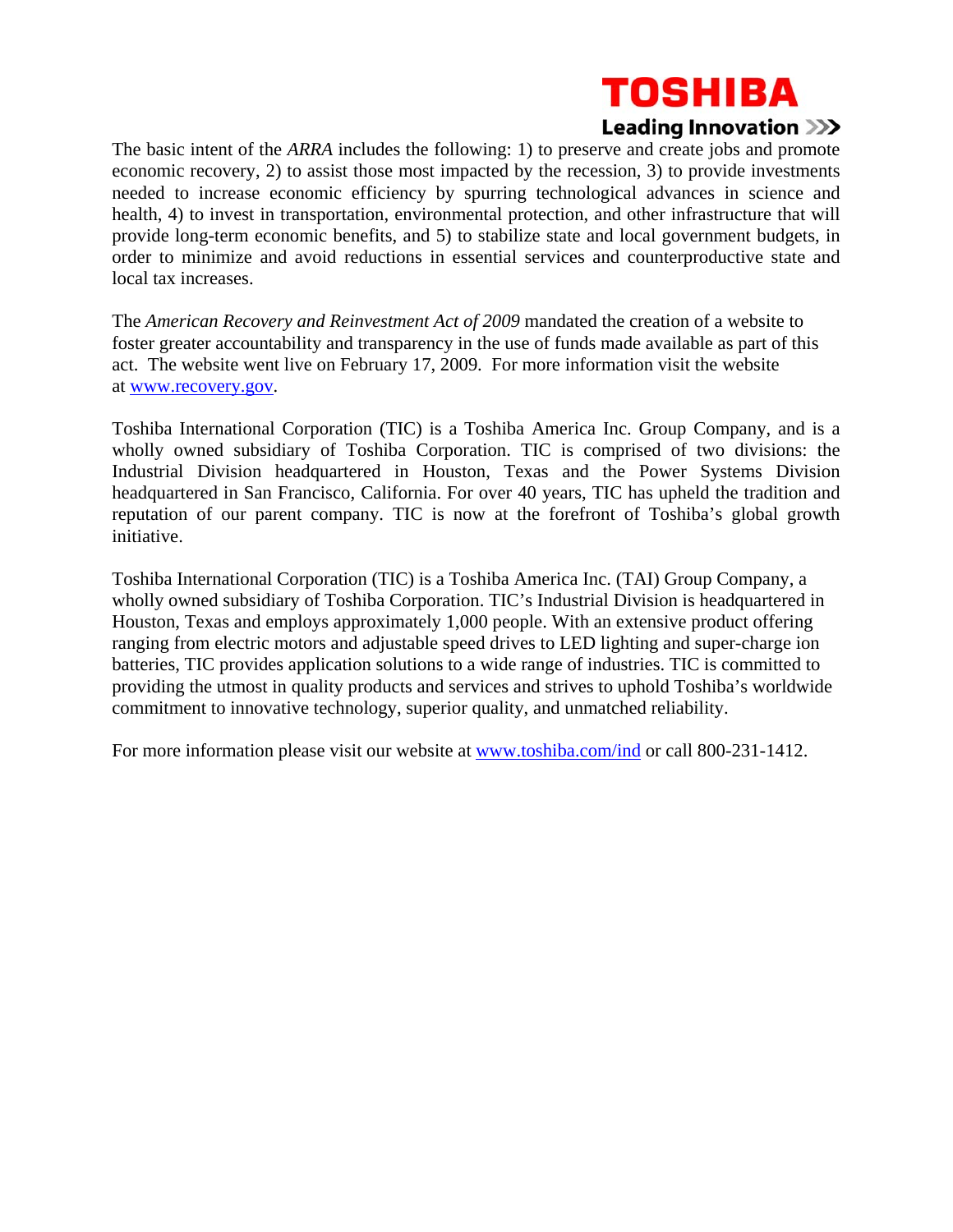The basic intent of the *ARRA* includes the following: 1) to preserve and create jobs and promote economic recovery, 2) to assist those most impacted by the recession, 3) to provide investments needed to increase economic efficiency by spurring technological advances in science and health, 4) to invest in transportation, environmental protection, and other infrastructure that will provide long-term economic benefits, and 5) to stabilize state and local government budgets, in order to minimize and avoid reductions in essential services and counterproductive state and local tax increases.

The *American Recovery and Reinvestment Act of 2009* mandated the creation of a website to foster greater accountability and transparency in the use of funds made available as part of this act. The website went live on February 17, 2009. For more information visit the website at [www.recovery.gov](http://www.recovery.gov).

Toshiba International Corporation (TIC) is a Toshiba America Inc. Group Company, and is a wholly owned subsidiary of Toshiba Corporation. TIC is comprised of two divisions: the Industrial Division headquartered in Houston, Texas and the Power Systems Division headquartered in San Francisco, California. For over 40 years, TIC has upheld the tradition and reputation of our parent company. TIC is now at the forefront of Toshiba's global growth initiative.

Toshiba International Corporation (TIC) is a Toshiba America Inc. (TAI) Group Company, a wholly owned subsidiary of Toshiba Corporation. TIC's Industrial Division is headquartered in Houston, Texas and employs approximately 1,000 people. With an extensive product offering ranging from electric motors and adjustable speed drives to LED lighting and super-charge ion batteries, TIC provides application solutions to a wide range of industries. TIC is committed to providing the utmost in quality products and services and strives to uphold Toshiba's worldwide commitment to innovative technology, superior quality, and unmatched reliability.

For more information please visit our website at [www.toshiba.com/ind](http://www.toshiba.com/ind) or call 800-231-1412.